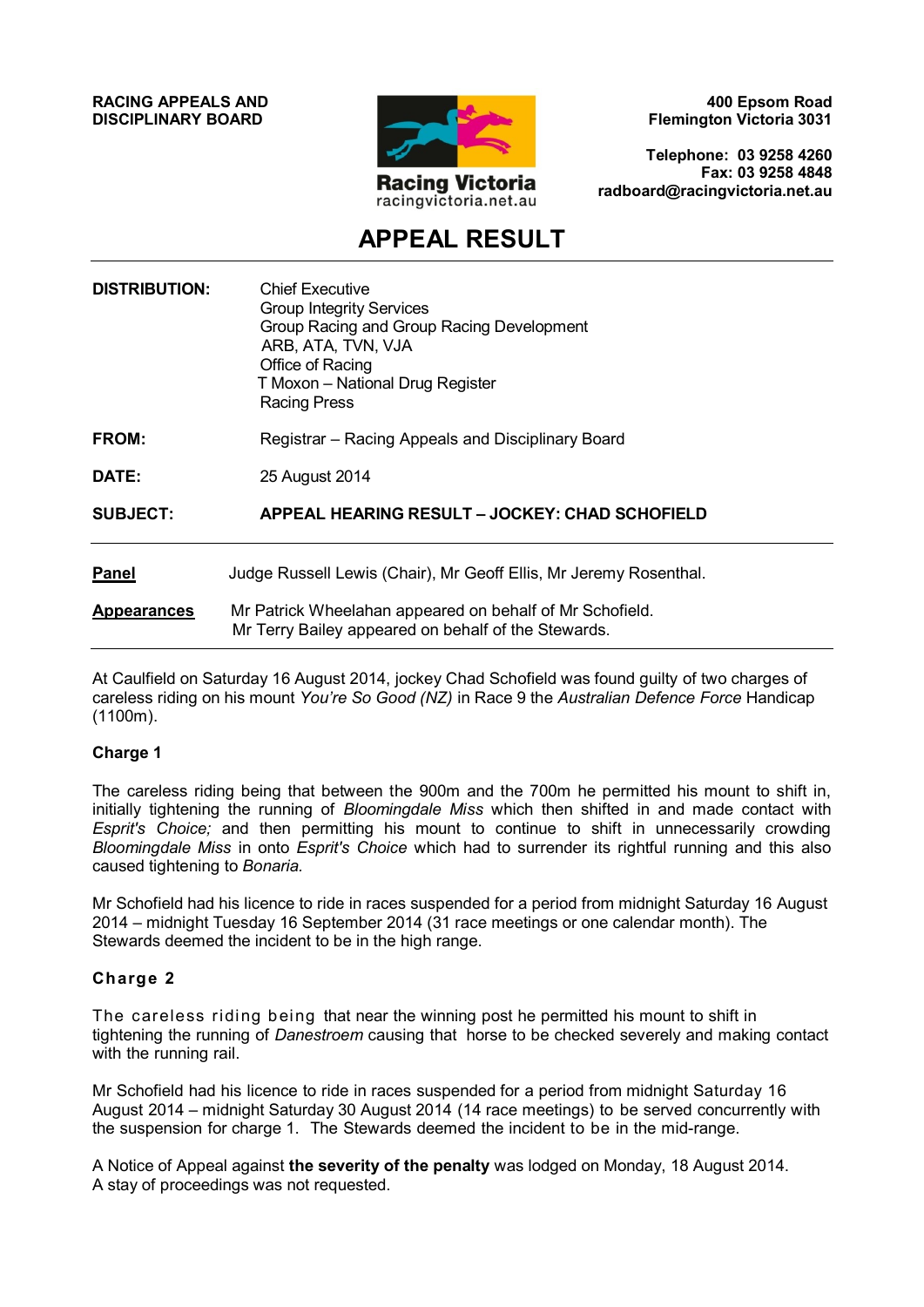**RACING APPEALS AND DISCIPLINARY BOARD**

Racing Victoria
racingvictoria.net.au

**400 Epsom Road**
**Flemington Victoria 3031**

**Telephone: 03 9258 4260**
**Fax: 03 9258 4848**
**radboard@racingvictoria.net.au**

# APPEAL RESULT

**DISTRIBUTION:** Chief Executive
Group Integrity Services
Group Racing and Group Racing Development
ARB, ATA, TVN, VJA
Office of Racing
T Moxon – National Drug Register
Racing Press

**FROM:** Registrar – Racing Appeals and Disciplinary Board

**DATE:** 25 August 2014

**SUBJECT:** **APPEAL HEARING RESULT – JOCKEY: CHAD SCHOFIELD**

---

**Panel** Judge Russell Lewis (Chair), Mr Geoff Ellis, Mr Jeremy Rosenthal.

**Appearances** Mr Patrick Wheelahan appeared on behalf of Mr Schofield.
Mr Terry Bailey appeared on behalf of the Stewards.

---

At Caulfield on Saturday 16 August 2014, jockey Chad Schofield was found guilty of two charges of careless riding on his mount *You're So Good (NZ)* in Race 9 the *Australian Defence Force* Handicap (1100m).

**Charge 1**

The careless riding being that between the 900m and the 700m he permitted his mount to shift in, initially tightening the running of *Bloomingdale Miss* which then shifted in and made contact with *Esprit's Choice;* and then permitting his mount to continue to shift in unnecessarily crowding *Bloomingdale Miss* in onto *Esprit's Choice* which had to surrender its rightful running and this also caused tightening to *Bonaria.*

Mr Schofield had his licence to ride in races suspended for a period from midnight Saturday 16 August 2014 – midnight Tuesday 16 September 2014 (31 race meetings or one calendar month). The Stewards deemed the incident to be in the high range.

**Charge 2**

The careless riding being that near the winning post he permitted his mount to shift in tightening the running of *Danestroem* causing that horse to be checked severely and making contact with the running rail.

Mr Schofield had his licence to ride in races suspended for a period from midnight Saturday 16 August 2014 – midnight Saturday 30 August 2014 (14 race meetings) to be served concurrently with the suspension for charge 1. The Stewards deemed the incident to be in the mid-range.

A Notice of Appeal against **the severity of the penalty** was lodged on Monday, 18 August 2014. A stay of proceedings was not requested.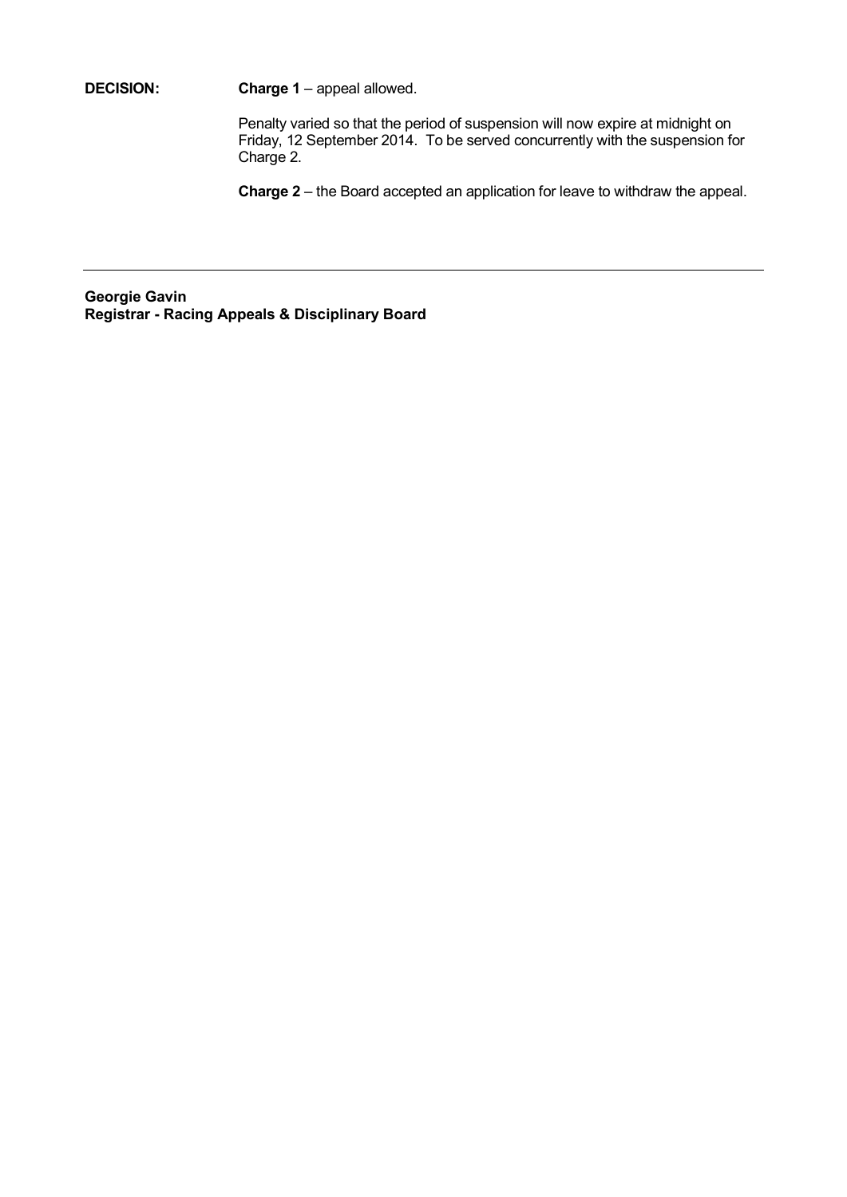**DECISION:** **Charge 1** – appeal allowed.

Penalty varied so that the period of suspension will now expire at midnight on Friday, 12 September 2014. To be served concurrently with the suspension for Charge 2.

**Charge 2** – the Board accepted an application for leave to withdraw the appeal.

---

**Georgie Gavin**
**Registrar - Racing Appeals & Disciplinary Board**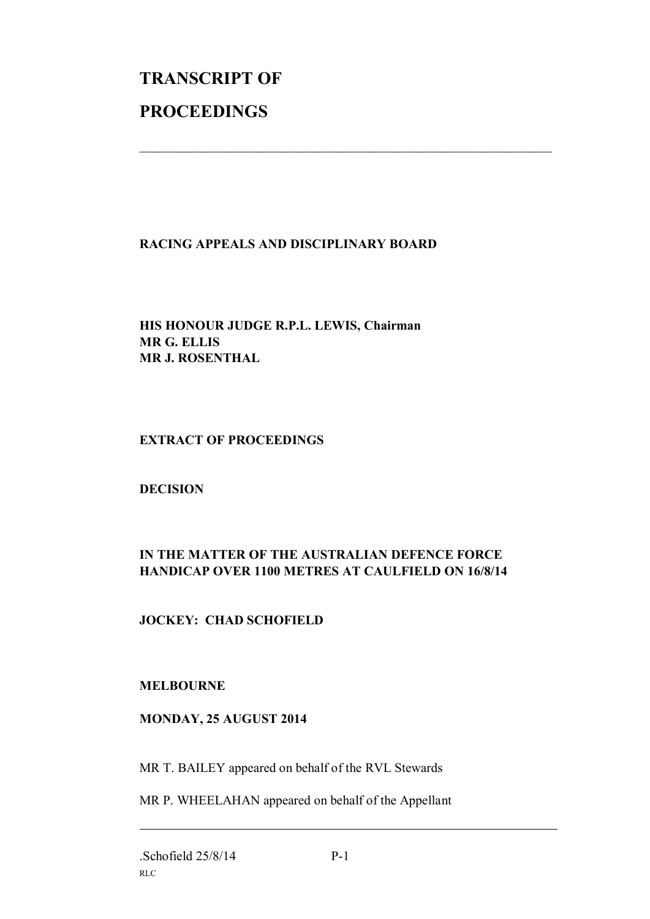# TRANSCRIPT OF

# PROCEEDINGS

---

**RACING APPEALS AND DISCIPLINARY BOARD**

**HIS HONOUR JUDGE R.P.L. LEWIS, Chairman**
**MR G. ELLIS**
**MR J. ROSENTHAL**

**EXTRACT OF PROCEEDINGS**

**DECISION**

**IN THE MATTER OF THE AUSTRALIAN DEFENCE FORCE HANDICAP OVER 1100 METRES AT CAULFIELD ON 16/8/14**

**JOCKEY: CHAD SCHOFIELD**

**MELBOURNE**

**MONDAY, 25 AUGUST 2014**

MR T. BAILEY appeared on behalf of the RVL Stewards

MR P. WHEELAHAN appeared on behalf of the Appellant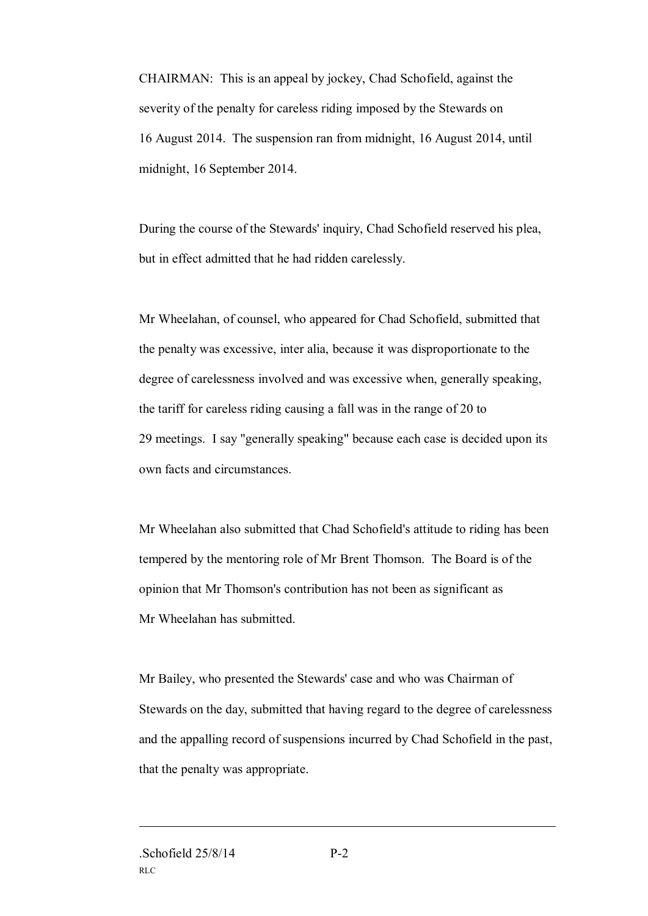CHAIRMAN: This is an appeal by jockey, Chad Schofield, against the severity of the penalty for careless riding imposed by the Stewards on 16 August 2014. The suspension ran from midnight, 16 August 2014, until midnight, 16 September 2014.

During the course of the Stewards' inquiry, Chad Schofield reserved his plea, but in effect admitted that he had ridden carelessly.

Mr Wheelahan, of counsel, who appeared for Chad Schofield, submitted that the penalty was excessive, inter alia, because it was disproportionate to the degree of carelessness involved and was excessive when, generally speaking, the tariff for careless riding causing a fall was in the range of 20 to 29 meetings. I say "generally speaking" because each case is decided upon its own facts and circumstances.

Mr Wheelahan also submitted that Chad Schofield's attitude to riding has been tempered by the mentoring role of Mr Brent Thomson. The Board is of the opinion that Mr Thomson's contribution has not been as significant as Mr Wheelahan has submitted.

Mr Bailey, who presented the Stewards' case and who was Chairman of Stewards on the day, submitted that having regard to the degree of carelessness and the appalling record of suspensions incurred by Chad Schofield in the past, that the penalty was appropriate.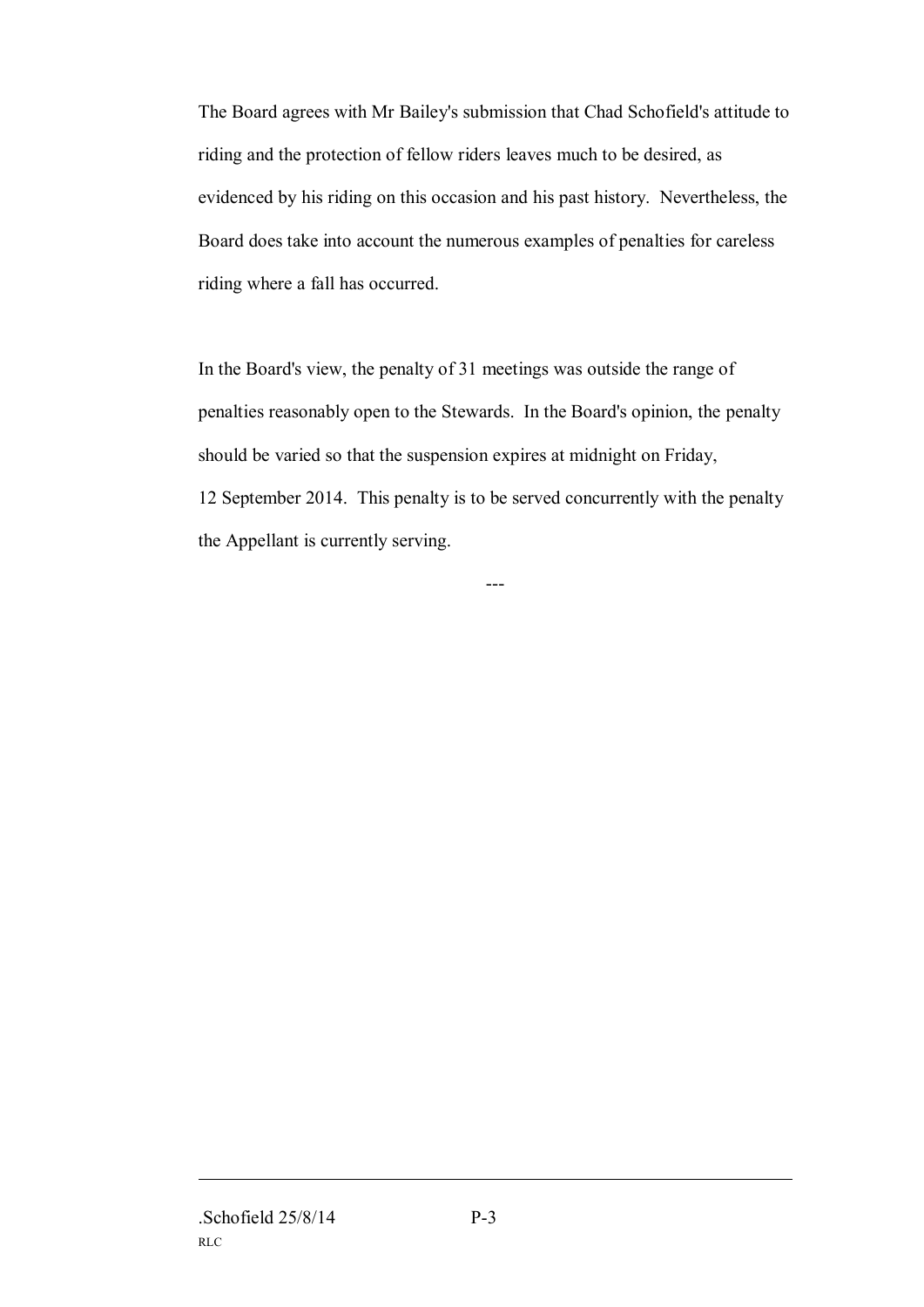The Board agrees with Mr Bailey's submission that Chad Schofield's attitude to riding and the protection of fellow riders leaves much to be desired, as evidenced by his riding on this occasion and his past history. Nevertheless, the Board does take into account the numerous examples of penalties for careless riding where a fall has occurred.

In the Board's view, the penalty of 31 meetings was outside the range of penalties reasonably open to the Stewards. In the Board's opinion, the penalty should be varied so that the suspension expires at midnight on Friday, 12 September 2014. This penalty is to be served concurrently with the penalty the Appellant is currently serving.

---